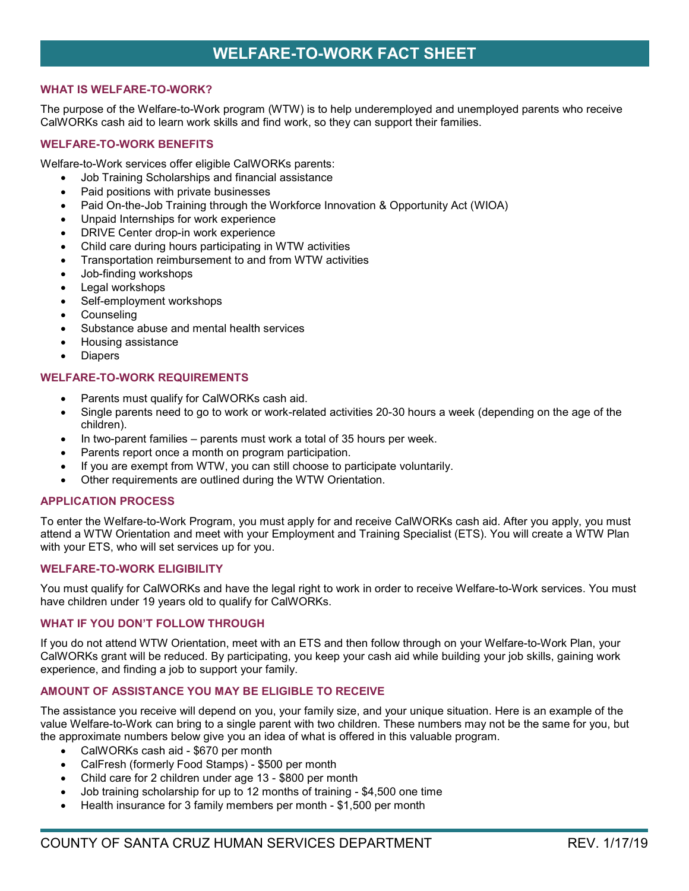# WELFARE-TO-WORK FACT SHEET

## WHAT IS WELFARE-TO-WORK?

The purpose of the Welfare-to-Work program (WTW) is to help underemployed and unemployed parents who receive CalWORKs cash aid to learn work skills and find work, so they can support their families.

## WELFARE-TO-WORK BENEFITS

Welfare-to-Work services offer eligible CalWORKs parents:

- Job Training Scholarships and financial assistance
- Paid positions with private businesses
- Paid On-the-Job Training through the Workforce Innovation & Opportunity Act (WIOA)
- Unpaid Internships for work experience
- DRIVE Center drop-in work experience
- Child care during hours participating in WTW activities
- Transportation reimbursement to and from WTW activities
- Job-finding workshops
- Legal workshops
- Self-employment workshops
- Counseling
- Substance abuse and mental health services
- Housing assistance
- Diapers

## WELFARE-TO-WORK REQUIREMENTS

- Parents must qualify for CalWORKs cash aid.
- Single parents need to go to work or work-related activities 20-30 hours a week (depending on the age of the children).
- In two-parent families – parents must work a total of 35 hours per week.
- Parents report once a month on program participation.
- If you are exempt from WTW, you can still choose to participate voluntarily.
- Other requirements are outlined during the WTW Orientation.

## APPLICATION PROCESS

To enter the Welfare-to-Work Program, you must apply for and receive CalWORKs cash aid. After you apply, you must attend a WTW Orientation and meet with your Employment and Training Specialist (ETS). You will create a WTW Plan with your ETS, who will set services up for you.

## WELFARE-TO-WORK ELIGIBILITY

You must qualify for CalWORKs and have the legal right to work in order to receive Welfare-to-Work services. You must have children under 19 years old to qualify for CalWORKs.

## WHAT IF YOU DON'T FOLLOW THROUGH

If you do not attend WTW Orientation, meet with an ETS and then follow through on your Welfare-to-Work Plan, your CalWORKs grant will be reduced. By participating, you keep your cash aid while building your job skills, gaining work experience, and finding a job to support your family.

## AMOUNT OF ASSISTANCE YOU MAY BE ELIGIBLE TO RECEIVE

The assistance you receive will depend on you, your family size, and your unique situation. Here is an example of the value Welfare-to-Work can bring to a single parent with two children. These numbers may not be the same for you, but the approximate numbers below give you an idea of what is offered in this valuable program.

- CalWORKs cash aid - $670 per month
- CalFresh (formerly Food Stamps) - $500 per month
- Child care for 2 children under age 13 - $800 per month
- Job training scholarship for up to 12 months of training - $4,500 one time
- Health insurance for 3 family members per month - $1,500 per month

COUNTY OF SANTA CRUZ HUMAN SERVICES DEPARTMENT REV. 1/17/19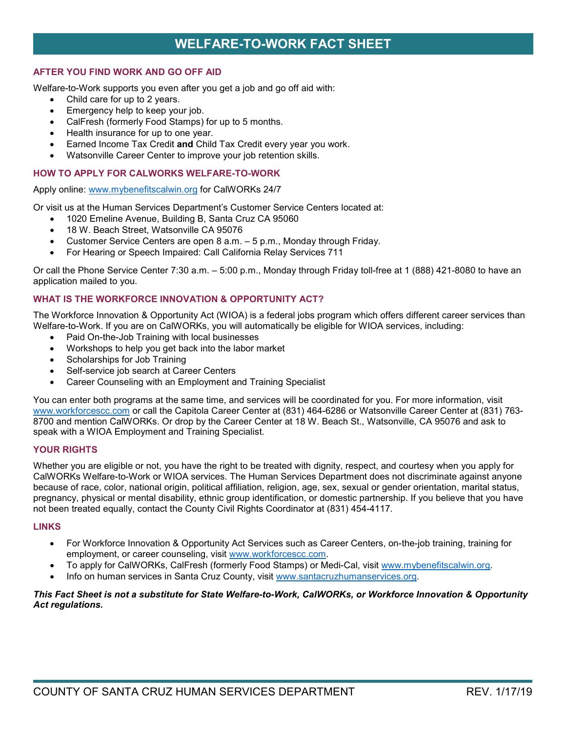# WELFARE-TO-WORK FACT SHEET

## AFTER YOU FIND WORK AND GO OFF AID

Welfare-to-Work supports you even after you get a job and go off aid with:

- Child care for up to 2 years.
- Emergency help to keep your job.
- CalFresh (formerly Food Stamps) for up to 5 months.
- Health insurance for up to one year.
- Earned Income Tax Credit **and** Child Tax Credit every year you work.
- Watsonville Career Center to improve your job retention skills.

## HOW TO APPLY FOR CALWORKS WELFARE-TO-WORK

Apply online: www.mybenefitscalwin.org for CalWORKs 24/7

Or visit us at the Human Services Department's Customer Service Centers located at:

- 1020 Emeline Avenue, Building B, Santa Cruz CA 95060
- 18 W. Beach Street, Watsonville CA 95076
- Customer Service Centers are open 8 a.m. – 5 p.m., Monday through Friday.
- For Hearing or Speech Impaired: Call California Relay Services 711

Or call the Phone Service Center 7:30 a.m. – 5:00 p.m., Monday through Friday toll-free at 1 (888) 421-8080 to have an application mailed to you.

## WHAT IS THE WORKFORCE INNOVATION & OPPORTUNITY ACT?

The Workforce Innovation & Opportunity Act (WIOA) is a federal jobs program which offers different career services than Welfare-to-Work. If you are on CalWORKs, you will automatically be eligible for WIOA services, including:

- Paid On-the-Job Training with local businesses
- Workshops to help you get back into the labor market
- Scholarships for Job Training
- Self-service job search at Career Centers
- Career Counseling with an Employment and Training Specialist

You can enter both programs at the same time, and services will be coordinated for you. For more information, visit www.workforcescc.com or call the Capitola Career Center at (831) 464-6286 or Watsonville Career Center at (831) 763-8700 and mention CalWORKs. Or drop by the Career Center at 18 W. Beach St., Watsonville, CA 95076 and ask to speak with a WIOA Employment and Training Specialist.

## YOUR RIGHTS

Whether you are eligible or not, you have the right to be treated with dignity, respect, and courtesy when you apply for CalWORKs Welfare-to-Work or WIOA services. The Human Services Department does not discriminate against anyone because of race, color, national origin, political affiliation, religion, age, sex, sexual or gender orientation, marital status, pregnancy, physical or mental disability, ethnic group identification, or domestic partnership. If you believe that you have not been treated equally, contact the County Civil Rights Coordinator at (831) 454-4117.

## LINKS

- For Workforce Innovation & Opportunity Act Services such as Career Centers, on-the-job training, training for employment, or career counseling, visit www.workforcescc.com.
- To apply for CalWORKs, CalFresh (formerly Food Stamps) or Medi-Cal, visit www.mybenefitscalwin.org.
- Info on human services in Santa Cruz County, visit www.santacruzhumanservices.org.

***This Fact Sheet is not a substitute for State Welfare-to-Work, CalWORKs, or Workforce Innovation & Opportunity Act regulations.***

COUNTY OF SANTA CRUZ HUMAN SERVICES DEPARTMENT REV. 1/17/19